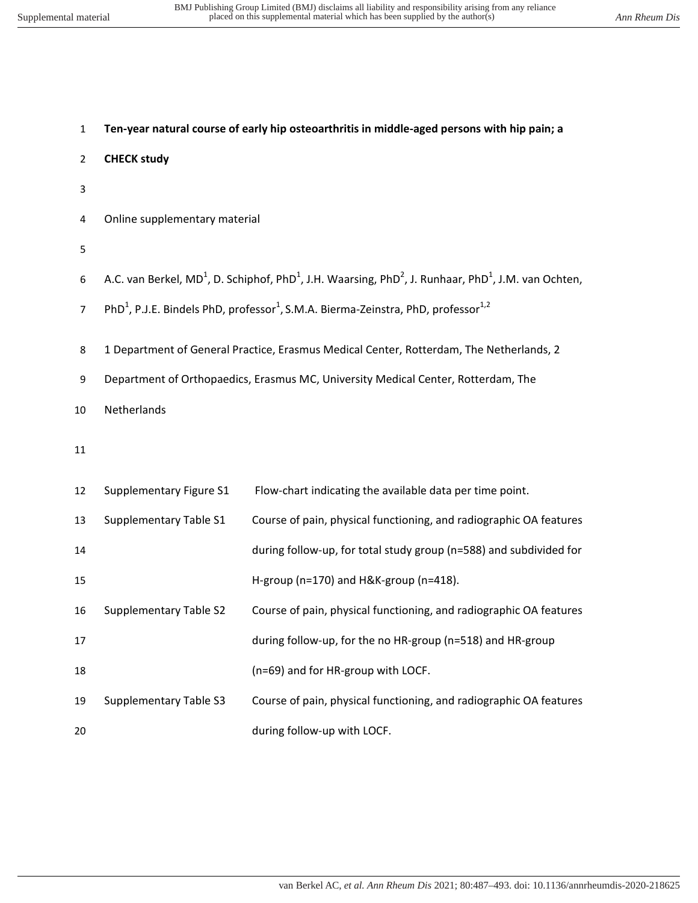# Ten-year natural course of early hip osteoarthritis in middle-aged persons with hip pain; a CHECK study

Online supplementary material

A.C. van Berkel, MD[1], D. Schiphof, PhD[1], J.H. Waarsing, PhD[2], J. Runhaar, PhD[1], J.M. van Ochten, PhD[1], P.J.E. Bindels PhD, professor[1], S.M.A. Bierma-Zeinstra, PhD, professor[1,2]

1 Department of General Practice, Erasmus Medical Center, Rotterdam, The Netherlands, 2 Department of Orthopaedics, Erasmus MC, University Medical Center, Rotterdam, The Netherlands

| | |
|---|---|
| Supplementary Figure S1 | Flow-chart indicating the available data per time point. |
| Supplementary Table S1 | Course of pain, physical functioning, and radiographic OA features during follow-up, for total study group (n=588) and subdivided for H-group (n=170) and H&K-group (n=418). |
| Supplementary Table S2 | Course of pain, physical functioning, and radiographic OA features during follow-up, for the no HR-group (n=518) and HR-group (n=69) and for HR-group with LOCF. |
| Supplementary Table S3 | Course of pain, physical functioning, and radiographic OA features during follow-up with LOCF. |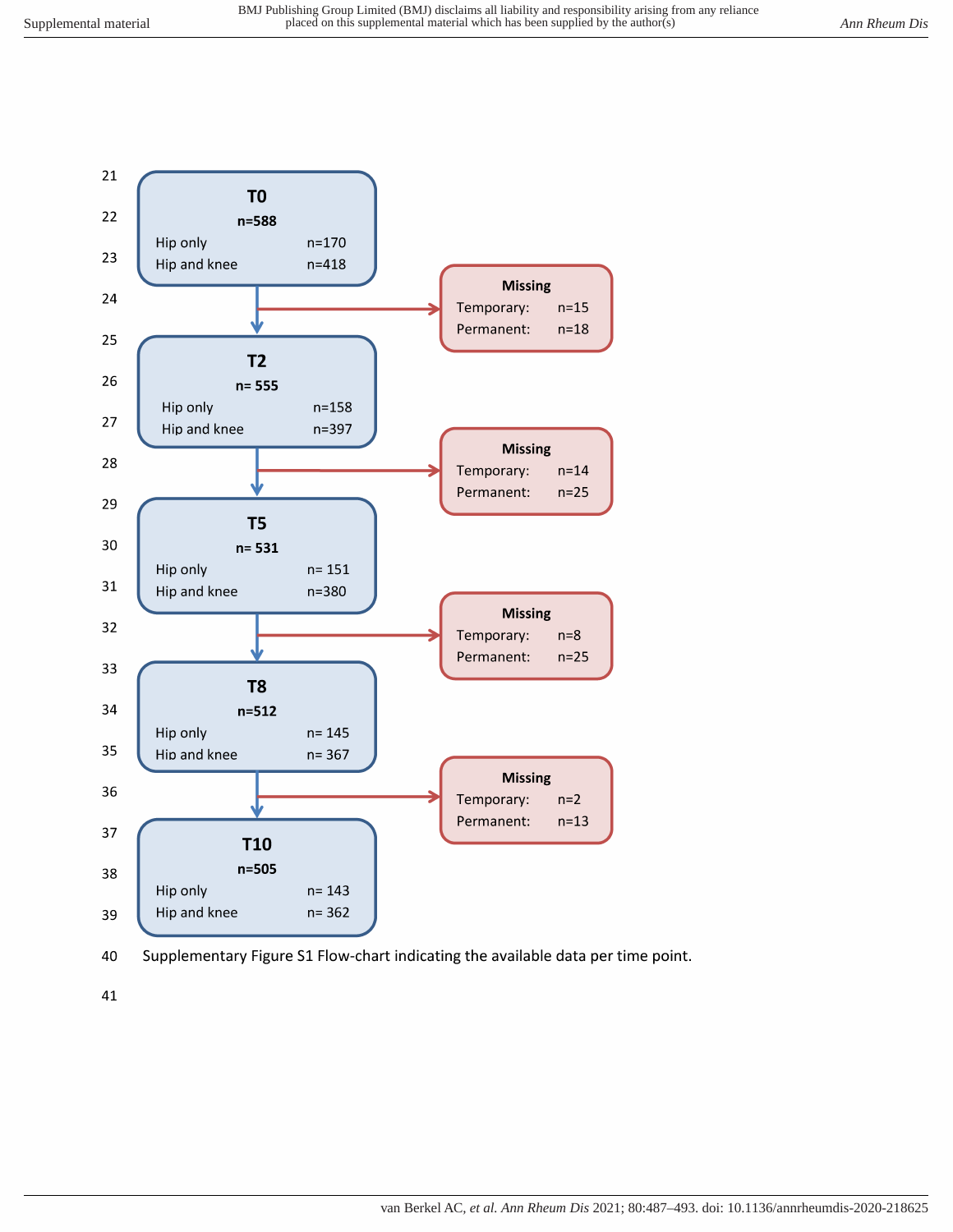**T0**

**n=588**

Hip only n=170

Hip and knee n=418

**Missing**

Temporary: n=15

Permanent: n=18

**T2**

**n= 555**

Hip only n=158

Hip and knee n=397

**Missing**

Temporary: n=14

Permanent: n=25

**T5**

**n= 531**

Hip only n= 151

Hip and knee n=380

**Missing**

Temporary: n=8

Permanent: n=25

**T8**

**n=512**

Hip only n= 145

Hip and knee n= 367

**Missing**

Temporary: n=2

Permanent: n=13

**T10**

**n=505**

Hip only n= 143

Hip and knee n= 362

Supplementary Figure S1 Flow-chart indicating the available data per time point.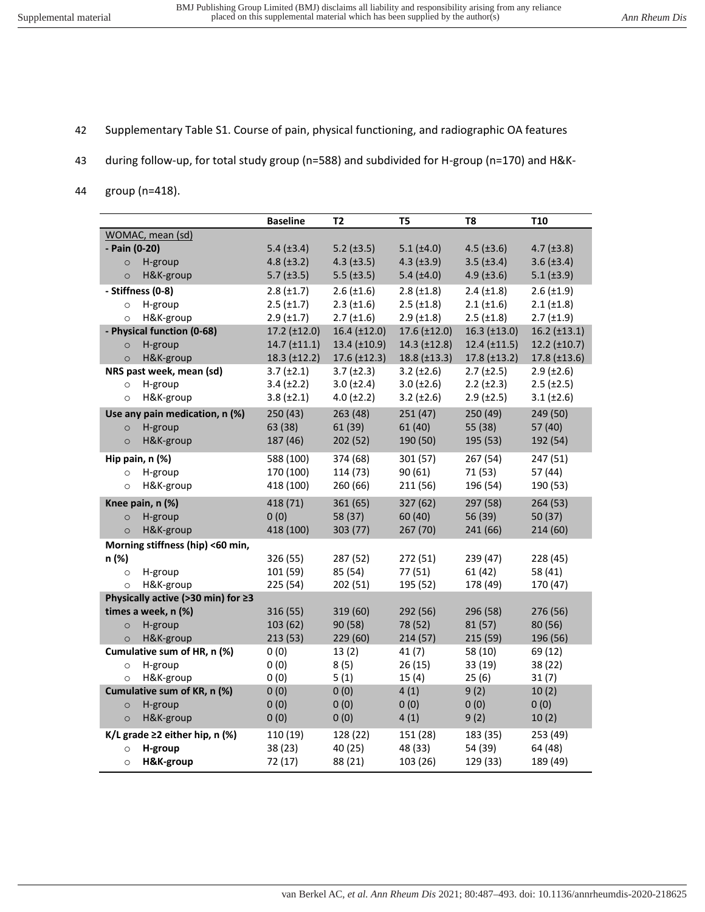Supplementary Table S1. Course of pain, physical functioning, and radiographic OA features during follow-up, for total study group (n=588) and subdivided for H-group (n=170) and H&K-group (n=418).

| | Baseline | T2 | T5 | T8 | T10 |
|---|---|---|---|---|---|
| WOMAC, mean (sd) | | | | | |
| **- Pain (0-20)** | 5.4 (±3.4) | 5.2 (±3.5) | 5.1 (±4.0) | 4.5 (±3.6) | 4.7 (±3.8) |
| ○ H-group | 4.8 (±3.2) | 4.3 (±3.5) | 4.3 (±3.9) | 3.5 (±3.4) | 3.6 (±3.4) |
| ○ H&K-group | 5.7 (±3.5) | 5.5 (±3.5) | 5.4 (±4.0) | 4.9 (±3.6) | 5.1 (±3.9) |
| **- Stiffness (0-8)** | 2.8 (±1.7) | 2.6 (±1.6) | 2.8 (±1.8) | 2.4 (±1.8) | 2.6 (±1.9) |
| ○ H-group | 2.5 (±1.7) | 2.3 (±1.6) | 2.5 (±1.8) | 2.1 (±1.6) | 2.1 (±1.8) |
| ○ H&K-group | 2.9 (±1.7) | 2.7 (±1.6) | 2.9 (±1.8) | 2.5 (±1.8) | 2.7 (±1.9) |
| **- Physical function (0-68)** | 17.2 (±12.0) | 16.4 (±12.0) | 17.6 (±12.0) | 16.3 (±13.0) | 16.2 (±13.1) |
| ○ H-group | 14.7 (±11.1) | 13.4 (±10.9) | 14.3 (±12.8) | 12.4 (±11.5) | 12.2 (±10.7) |
| ○ H&K-group | 18.3 (±12.2) | 17.6 (±12.3) | 18.8 (±13.3) | 17.8 (±13.2) | 17.8 (±13.6) |
| **NRS past week, mean (sd)** | 3.7 (±2.1) | 3.7 (±2.3) | 3.2 (±2.6) | 2.7 (±2.5) | 2.9 (±2.6) |
| ○ H-group | 3.4 (±2.2) | 3.0 (±2.4) | 3.0 (±2.6) | 2.2 (±2.3) | 2.5 (±2.5) |
| ○ H&K-group | 3.8 (±2.1) | 4.0 (±2.2) | 3.2 (±2.6) | 2.9 (±2.5) | 3.1 (±2.6) |
| **Use any pain medication, n (%)** | 250 (43) | 263 (48) | 251 (47) | 250 (49) | 249 (50) |
| ○ H-group | 63 (38) | 61 (39) | 61 (40) | 55 (38) | 57 (40) |
| ○ H&K-group | 187 (46) | 202 (52) | 190 (50) | 195 (53) | 192 (54) |
| **Hip pain, n (%)** | 588 (100) | 374 (68) | 301 (57) | 267 (54) | 247 (51) |
| ○ H-group | 170 (100) | 114 (73) | 90 (61) | 71 (53) | 57 (44) |
| ○ H&K-group | 418 (100) | 260 (66) | 211 (56) | 196 (54) | 190 (53) |
| **Knee pain, n (%)** | 418 (71) | 361 (65) | 327 (62) | 297 (58) | 264 (53) |
| ○ H-group | 0 (0) | 58 (37) | 60 (40) | 56 (39) | 50 (37) |
| ○ H&K-group | 418 (100) | 303 (77) | 267 (70) | 241 (66) | 214 (60) |
| **Morning stiffness (hip) <60 min, n (%)** | 326 (55) | 287 (52) | 272 (51) | 239 (47) | 228 (45) |
| ○ H-group | 101 (59) | 85 (54) | 77 (51) | 61 (42) | 58 (41) |
| ○ H&K-group | 225 (54) | 202 (51) | 195 (52) | 178 (49) | 170 (47) |
| **Physically active (>30 min) for ≥3 times a week, n (%)** | 316 (55) | 319 (60) | 292 (56) | 296 (58) | 276 (56) |
| ○ H-group | 103 (62) | 90 (58) | 78 (52) | 81 (57) | 80 (56) |
| ○ H&K-group | 213 (53) | 229 (60) | 214 (57) | 215 (59) | 196 (56) |
| **Cumulative sum of HR, n (%)** | 0 (0) | 13 (2) | 41 (7) | 58 (10) | 69 (12) |
| ○ H-group | 0 (0) | 8 (5) | 26 (15) | 33 (19) | 38 (22) |
| ○ H&K-group | 0 (0) | 5 (1) | 15 (4) | 25 (6) | 31 (7) |
| **Cumulative sum of KR, n (%)** | 0 (0) | 0 (0) | 4 (1) | 9 (2) | 10 (2) |
| ○ H-group | 0 (0) | 0 (0) | 0 (0) | 0 (0) | 0 (0) |
| ○ H&K-group | 0 (0) | 0 (0) | 4 (1) | 9 (2) | 10 (2) |
| **K/L grade ≥2 either hip, n (%)** | 110 (19) | 128 (22) | 151 (28) | 183 (35) | 253 (49) |
| ○ **H-group** | 38 (23) | 40 (25) | 48 (33) | 54 (39) | 64 (48) |
| ○ **H&K-group** | 72 (17) | 88 (21) | 103 (26) | 129 (33) | 189 (49) |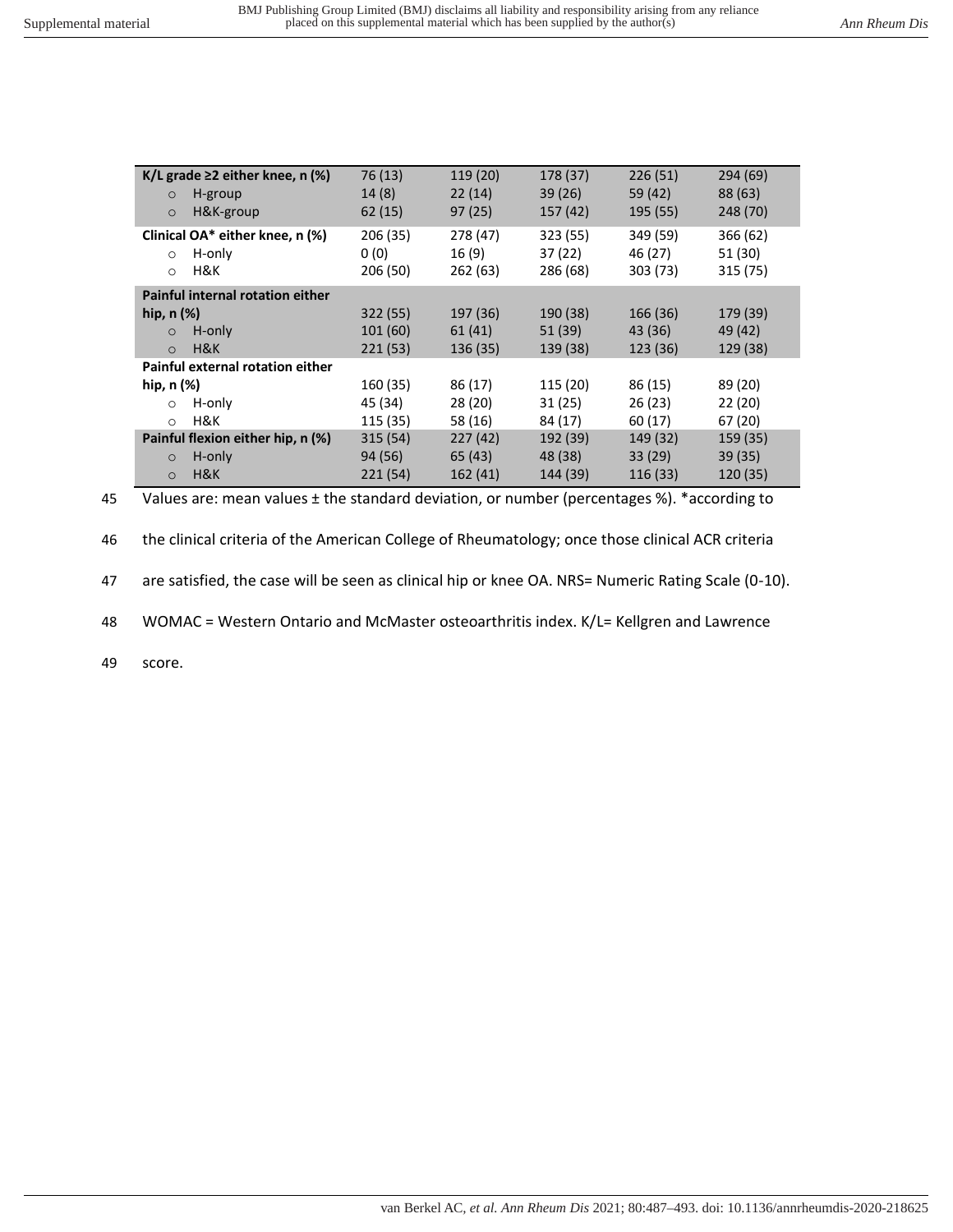| | | | | | |
|---|---|---|---|---|---|
| **K/L grade ≥2 either knee, n (%)** | 76 (13) | 119 (20) | 178 (37) | 226 (51) | 294 (69) |
| ○ H-group | 14 (8) | 22 (14) | 39 (26) | 59 (42) | 88 (63) |
| ○ H&K-group | 62 (15) | 97 (25) | 157 (42) | 195 (55) | 248 (70) |
| **Clinical OA* either knee, n (%)** | 206 (35) | 278 (47) | 323 (55) | 349 (59) | 366 (62) |
| ○ H-only | 0 (0) | 16 (9) | 37 (22) | 46 (27) | 51 (30) |
| ○ H&K | 206 (50) | 262 (63) | 286 (68) | 303 (73) | 315 (75) |
| **Painful internal rotation either hip, n (%)** | 322 (55) | 197 (36) | 190 (38) | 166 (36) | 179 (39) |
| ○ H-only | 101 (60) | 61 (41) | 51 (39) | 43 (36) | 49 (42) |
| ○ H&K | 221 (53) | 136 (35) | 139 (38) | 123 (36) | 129 (38) |
| **Painful external rotation either hip, n (%)** | 160 (35) | 86 (17) | 115 (20) | 86 (15) | 89 (20) |
| ○ H-only | 45 (34) | 28 (20) | 31 (25) | 26 (23) | 22 (20) |
| ○ H&K | 115 (35) | 58 (16) | 84 (17) | 60 (17) | 67 (20) |
| **Painful flexion either hip, n (%)** | 315 (54) | 227 (42) | 192 (39) | 149 (32) | 159 (35) |
| ○ H-only | 94 (56) | 65 (43) | 48 (38) | 33 (29) | 39 (35) |
| ○ H&K | 221 (54) | 162 (41) | 144 (39) | 116 (33) | 120 (35) |

Values are: mean values ± the standard deviation, or number (percentages %). *according to the clinical criteria of the American College of Rheumatology; once those clinical ACR criteria are satisfied, the case will be seen as clinical hip or knee OA. NRS= Numeric Rating Scale (0-10). WOMAC = Western Ontario and McMaster osteoarthritis index. K/L= Kellgren and Lawrence score.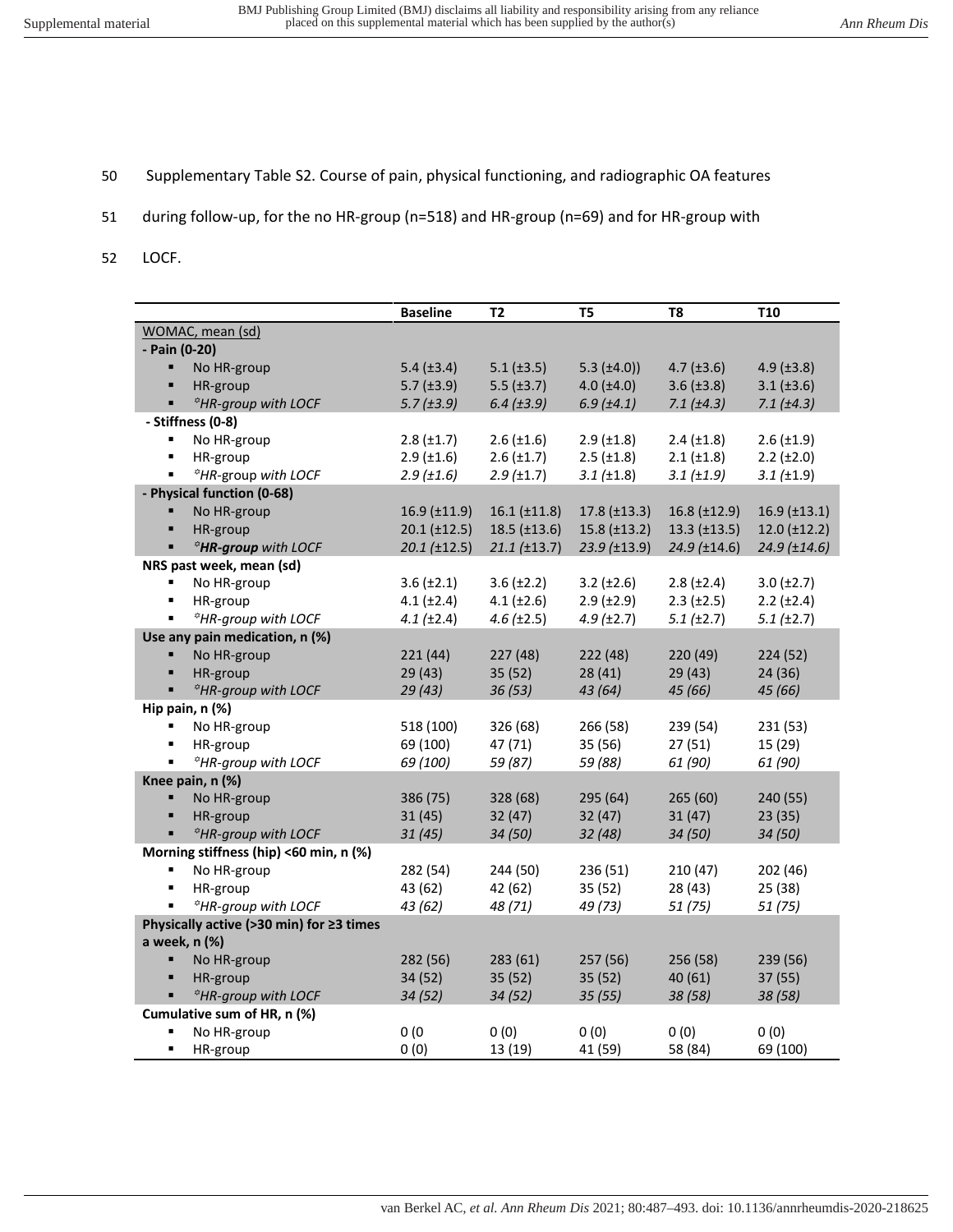Supplementary Table S2. Course of pain, physical functioning, and radiographic OA features during follow-up, for the no HR-group (n=518) and HR-group (n=69) and for HR-group with LOCF.

| | Baseline | T2 | T5 | T8 | T10 |
|---|---|---|---|---|---|
| WOMAC, mean (sd) | | | | | |
| **- Pain (0-20)** | | | | | |
| ▪ No HR-group | 5.4 (±3.4) | 5.1 (±3.5) | 5.3 (±4.0)) | 4.7 (±3.6) | 4.9 (±3.8) |
| ▪ HR-group | 5.7 (±3.9) | 5.5 (±3.7) | 4.0 (±4.0) | 3.6 (±3.8) | 3.1 (±3.6) |
| ▪ *HR-group with LOCF* | *5.7 (±3.9)* | *6.4 (±3.9)* | *6.9 (±4.1)* | *7.1 (±4.3)* | *7.1 (±4.3)* |
| **- Stiffness (0-8)** | | | | | |
| ▪ No HR-group | 2.8 (±1.7) | 2.6 (±1.6) | 2.9 (±1.8) | 2.4 (±1.8) | 2.6 (±1.9) |
| ▪ HR-group | 2.9 (±1.6) | 2.6 (±1.7) | 2.5 (±1.8) | 2.1 (±1.8) | 2.2 (±2.0) |
| ▪ *HR-group with LOCF* | *2.9 (±1.6)* | *2.9 (±1.7)* | *3.1 (±1.8)* | *3.1 (±1.9)* | *3.1 (±1.9)* |
| **- Physical function (0-68)** | | | | | |
| ▪ No HR-group | 16.9 (±11.9) | 16.1 (±11.8) | 17.8 (±13.3) | 16.8 (±12.9) | 16.9 (±13.1) |
| ▪ HR-group | 20.1 (±12.5) | 18.5 (±13.6) | 15.8 (±13.2) | 13.3 (±13.5) | 12.0 (±12.2) |
| ▪ *HR-group with LOCF* | *20.1 (±12.5)* | *21.1 (±13.7)* | *23.9 (±13.9)* | *24.9 (±14.6)* | *24.9 (±14.6)* |
| **NRS past week, mean (sd)** | | | | | |
| ▪ No HR-group | 3.6 (±2.1) | 3.6 (±2.2) | 3.2 (±2.6) | 2.8 (±2.4) | 3.0 (±2.7) |
| ▪ HR-group | 4.1 (±2.4) | 4.1 (±2.6) | 2.9 (±2.9) | 2.3 (±2.5) | 2.2 (±2.4) |
| ▪ *HR-group with LOCF* | *4.1 (±2.4)* | *4.6 (±2.5)* | *4.9 (±2.7)* | *5.1 (±2.7)* | *5.1 (±2.7)* |
| **Use any pain medication, n (%)** | | | | | |
| ▪ No HR-group | 221 (44) | 227 (48) | 222 (48) | 220 (49) | 224 (52) |
| ▪ HR-group | 29 (43) | 35 (52) | 28 (41) | 29 (43) | 24 (36) |
| ▪ *HR-group with LOCF* | *29 (43)* | *36 (53)* | *43 (64)* | *45 (66)* | *45 (66)* |
| **Hip pain, n (%)** | | | | | |
| ▪ No HR-group | 518 (100) | 326 (68) | 266 (58) | 239 (54) | 231 (53) |
| ▪ HR-group | 69 (100) | 47 (71) | 35 (56) | 27 (51) | 15 (29) |
| ▪ *HR-group with LOCF* | *69 (100)* | *59 (87)* | *59 (88)* | *61 (90)* | *61 (90)* |
| **Knee pain, n (%)** | | | | | |
| ▪ No HR-group | 386 (75) | 328 (68) | 295 (64) | 265 (60) | 240 (55) |
| ▪ HR-group | 31 (45) | 32 (47) | 32 (47) | 31 (47) | 23 (35) |
| ▪ *HR-group with LOCF* | *31 (45)* | *34 (50)* | *32 (48)* | *34 (50)* | *34 (50)* |
| **Morning stiffness (hip) <60 min, n (%)** | | | | | |
| ▪ No HR-group | 282 (54) | 244 (50) | 236 (51) | 210 (47) | 202 (46) |
| ▪ HR-group | 43 (62) | 42 (62) | 35 (52) | 28 (43) | 25 (38) |
| ▪ *HR-group with LOCF* | *43 (62)* | *48 (71)* | *49 (73)* | *51 (75)* | *51 (75)* |
| **Physically active (>30 min) for ≥3 times a week, n (%)** | | | | | |
| ▪ No HR-group | 282 (56) | 283 (61) | 257 (56) | 256 (58) | 239 (56) |
| ▪ HR-group | 34 (52) | 35 (52) | 35 (52) | 40 (61) | 37 (55) |
| ▪ *HR-group with LOCF* | *34 (52)* | *34 (52)* | *35 (55)* | *38 (58)* | *38 (58)* |
| **Cumulative sum of HR, n (%)** | | | | | |
| ▪ No HR-group | 0 (0 | 0 (0) | 0 (0) | 0 (0) | 0 (0) |
| ▪ HR-group | 0 (0) | 13 (19) | 41 (59) | 58 (84) | 69 (100) |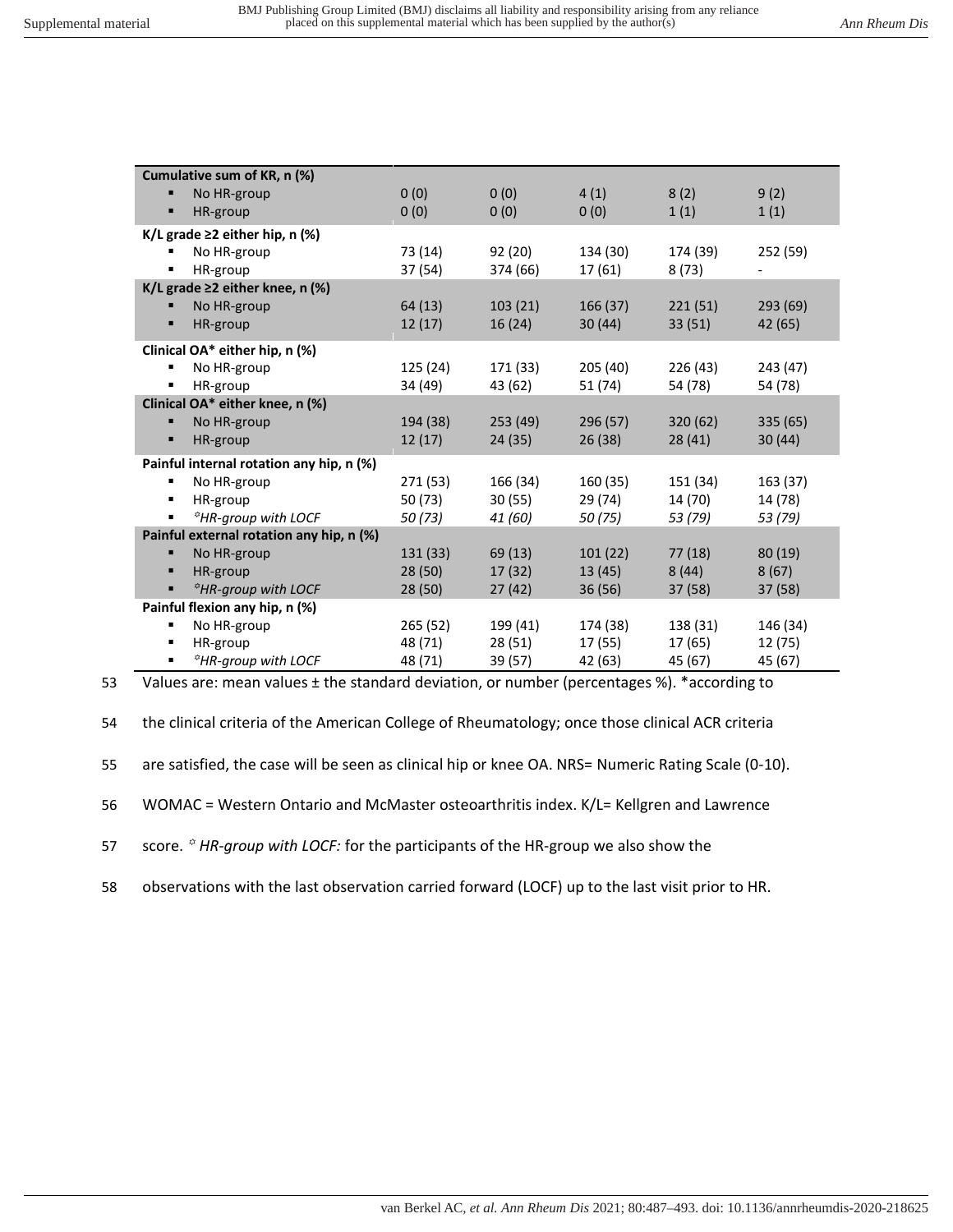| | | | | | |
|---|---|---|---|---|---|
| **Cumulative sum of KR, n (%)** | | | | | |
| ▪ No HR-group | 0 (0) | 0 (0) | 4 (1) | 8 (2) | 9 (2) |
| ▪ HR-group | 0 (0) | 0 (0) | 0 (0) | 1 (1) | 1 (1) |
| **K/L grade ≥2 either hip, n (%)** | | | | | |
| ▪ No HR-group | 73 (14) | 92 (20) | 134 (30) | 174 (39) | 252 (59) |
| ▪ HR-group | 37 (54) | 374 (66) | 17 (61) | 8 (73) | - |
| **K/L grade ≥2 either knee, n (%)** | | | | | |
| ▪ No HR-group | 64 (13) | 103 (21) | 166 (37) | 221 (51) | 293 (69) |
| ▪ HR-group | 12 (17) | 16 (24) | 30 (44) | 33 (51) | 42 (65) |
| **Clinical OA* either hip, n (%)** | | | | | |
| ▪ No HR-group | 125 (24) | 171 (33) | 205 (40) | 226 (43) | 243 (47) |
| ▪ HR-group | 34 (49) | 43 (62) | 51 (74) | 54 (78) | 54 (78) |
| **Clinical OA* either knee, n (%)** | | | | | |
| ▪ No HR-group | 194 (38) | 253 (49) | 296 (57) | 320 (62) | 335 (65) |
| ▪ HR-group | 12 (17) | 24 (35) | 26 (38) | 28 (41) | 30 (44) |
| **Painful internal rotation any hip, n (%)** | | | | | |
| ▪ No HR-group | 271 (53) | 166 (34) | 160 (35) | 151 (34) | 163 (37) |
| ▪ HR-group | 50 (73) | 30 (55) | 29 (74) | 14 (70) | 14 (78) |
| ▪ *✡HR-group with LOCF* | *50 (73)* | *41 (60)* | *50 (75)* | *53 (79)* | *53 (79)* |
| **Painful external rotation any hip, n (%)** | | | | | |
| ▪ No HR-group | 131 (33) | 69 (13) | 101 (22) | 77 (18) | 80 (19) |
| ▪ HR-group | 28 (50) | 17 (32) | 13 (45) | 8 (44) | 8 (67) |
| ▪ *✡HR-group with LOCF* | 28 (50) | 27 (42) | 36 (56) | 37 (58) | 37 (58) |
| **Painful flexion any hip, n (%)** | | | | | |
| ▪ No HR-group | 265 (52) | 199 (41) | 174 (38) | 138 (31) | 146 (34) |
| ▪ HR-group | 48 (71) | 28 (51) | 17 (55) | 17 (65) | 12 (75) |
| ▪ *✡HR-group with LOCF* | 48 (71) | 39 (57) | 42 (63) | 45 (67) | 45 (67) |

Values are: mean values ± the standard deviation, or number (percentages %). *according to the clinical criteria of the American College of Rheumatology; once those clinical ACR criteria are satisfied, the case will be seen as clinical hip or knee OA. NRS= Numeric Rating Scale (0-10). WOMAC = Western Ontario and McMaster osteoarthritis index. K/L= Kellgren and Lawrence score. ✡ *HR-group with LOCF:* for the participants of the HR-group we also show the observations with the last observation carried forward (LOCF) up to the last visit prior to HR.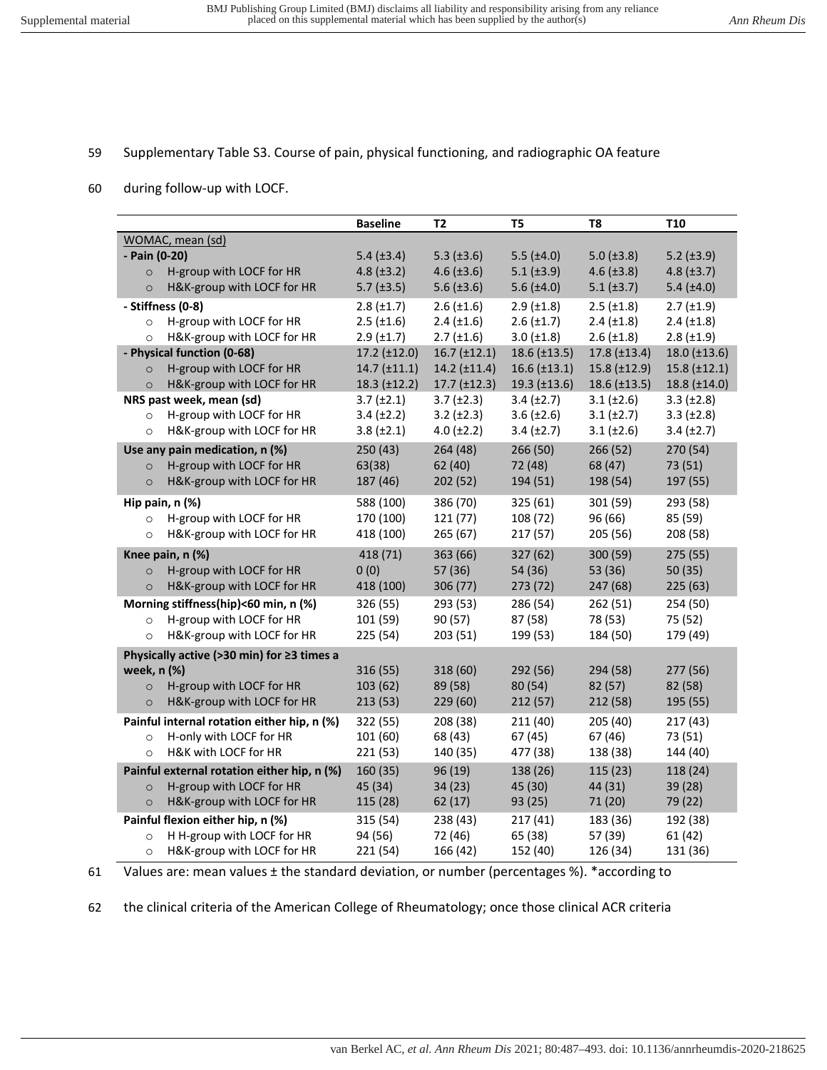Supplementary Table S3. Course of pain, physical functioning, and radiographic OA feature during follow-up with LOCF.

| | Baseline | T2 | T5 | T8 | T10 |
|---|---|---|---|---|---|
| WOMAC, mean (sd) | | | | | |
| **- Pain (0-20)** | 5.4 (±3.4) | 5.3 (±3.6) | 5.5 (±4.0) | 5.0 (±3.8) | 5.2 (±3.9) |
| ○ H-group with LOCF for HR | 4.8 (±3.2) | 4.6 (±3.6) | 5.1 (±3.9) | 4.6 (±3.8) | 4.8 (±3.7) |
| ○ H&K-group with LOCF for HR | 5.7 (±3.5) | 5.6 (±3.6) | 5.6 (±4.0) | 5.1 (±3.7) | 5.4 (±4.0) |
| **- Stiffness (0-8)** | 2.8 (±1.7) | 2.6 (±1.6) | 2.9 (±1.8) | 2.5 (±1.8) | 2.7 (±1.9) |
| ○ H-group with LOCF for HR | 2.5 (±1.6) | 2.4 (±1.6) | 2.6 (±1.7) | 2.4 (±1.8) | 2.4 (±1.8) |
| ○ H&K-group with LOCF for HR | 2.9 (±1.7) | 2.7 (±1.6) | 3.0 (±1.8) | 2.6 (±1.8) | 2.8 (±1.9) |
| **- Physical function (0-68)** | 17.2 (±12.0) | 16.7 (±12.1) | 18.6 (±13.5) | 17.8 (±13.4) | 18.0 (±13.6) |
| ○ H-group with LOCF for HR | 14.7 (±11.1) | 14.2 (±11.4) | 16.6 (±13.1) | 15.8 (±12.9) | 15.8 (±12.1) |
| ○ H&K-group with LOCF for HR | 18.3 (±12.2) | 17.7 (±12.3) | 19.3 (±13.6) | 18.6 (±13.5) | 18.8 (±14.0) |
| **NRS past week, mean (sd)** | 3.7 (±2.1) | 3.7 (±2.3) | 3.4 (±2.7) | 3.1 (±2.6) | 3.3 (±2.8) |
| ○ H-group with LOCF for HR | 3.4 (±2.2) | 3.2 (±2.3) | 3.6 (±2.6) | 3.1 (±2.7) | 3.3 (±2.8) |
| ○ H&K-group with LOCF for HR | 3.8 (±2.1) | 4.0 (±2.2) | 3.4 (±2.7) | 3.1 (±2.6) | 3.4 (±2.7) |
| **Use any pain medication, n (%)** | 250 (43) | 264 (48) | 266 (50) | 266 (52) | 270 (54) |
| ○ H-group with LOCF for HR | 63(38) | 62 (40) | 72 (48) | 68 (47) | 73 (51) |
| ○ H&K-group with LOCF for HR | 187 (46) | 202 (52) | 194 (51) | 198 (54) | 197 (55) |
| **Hip pain, n (%)** | 588 (100) | 386 (70) | 325 (61) | 301 (59) | 293 (58) |
| ○ H-group with LOCF for HR | 170 (100) | 121 (77) | 108 (72) | 96 (66) | 85 (59) |
| ○ H&K-group with LOCF for HR | 418 (100) | 265 (67) | 217 (57) | 205 (56) | 208 (58) |
| **Knee pain, n (%)** | 418 (71) | 363 (66) | 327 (62) | 300 (59) | 275 (55) |
| ○ H-group with LOCF for HR | 0 (0) | 57 (36) | 54 (36) | 53 (36) | 50 (35) |
| ○ H&K-group with LOCF for HR | 418 (100) | 306 (77) | 273 (72) | 247 (68) | 225 (63) |
| **Morning stiffness(hip)<60 min, n (%)** | 326 (55) | 293 (53) | 286 (54) | 262 (51) | 254 (50) |
| ○ H-group with LOCF for HR | 101 (59) | 90 (57) | 87 (58) | 78 (53) | 75 (52) |
| ○ H&K-group with LOCF for HR | 225 (54) | 203 (51) | 199 (53) | 184 (50) | 179 (49) |
| **Physically active (>30 min) for ≥3 times a week, n (%)** | 316 (55) | 318 (60) | 292 (56) | 294 (58) | 277 (56) |
| ○ H-group with LOCF for HR | 103 (62) | 89 (58) | 80 (54) | 82 (57) | 82 (58) |
| ○ H&K-group with LOCF for HR | 213 (53) | 229 (60) | 212 (57) | 212 (58) | 195 (55) |
| **Painful internal rotation either hip, n (%)** | 322 (55) | 208 (38) | 211 (40) | 205 (40) | 217 (43) |
| ○ H-only with LOCF for HR | 101 (60) | 68 (43) | 67 (45) | 67 (46) | 73 (51) |
| ○ H&K with LOCF for HR | 221 (53) | 140 (35) | 477 (38) | 138 (38) | 144 (40) |
| **Painful external rotation either hip, n (%)** | 160 (35) | 96 (19) | 138 (26) | 115 (23) | 118 (24) |
| ○ H-group with LOCF for HR | 45 (34) | 34 (23) | 45 (30) | 44 (31) | 39 (28) |
| ○ H&K-group with LOCF for HR | 115 (28) | 62 (17) | 93 (25) | 71 (20) | 79 (22) |
| **Painful flexion either hip, n (%)** | 315 (54) | 238 (43) | 217 (41) | 183 (36) | 192 (38) |
| ○ H H-group with LOCF for HR | 94 (56) | 72 (46) | 65 (38) | 57 (39) | 61 (42) |
| ○ H&K-group with LOCF for HR | 221 (54) | 166 (42) | 152 (40) | 126 (34) | 131 (36) |

Values are: mean values ± the standard deviation, or number (percentages %). *according to the clinical criteria of the American College of Rheumatology; once those clinical ACR criteria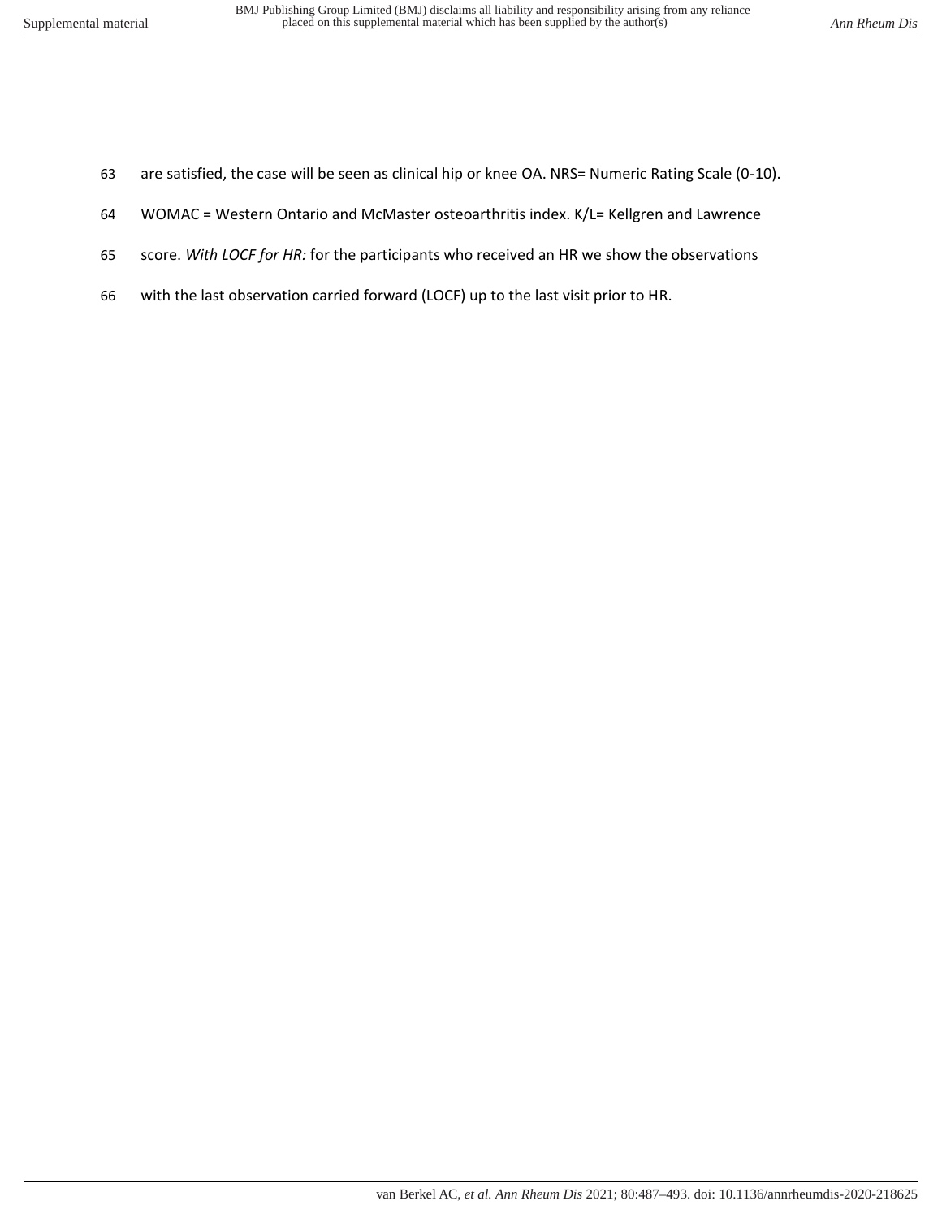are satisfied, the case will be seen as clinical hip or knee OA. NRS= Numeric Rating Scale (0-10). WOMAC = Western Ontario and McMaster osteoarthritis index. K/L= Kellgren and Lawrence score. *With LOCF for HR:* for the participants who received an HR we show the observations with the last observation carried forward (LOCF) up to the last visit prior to HR.